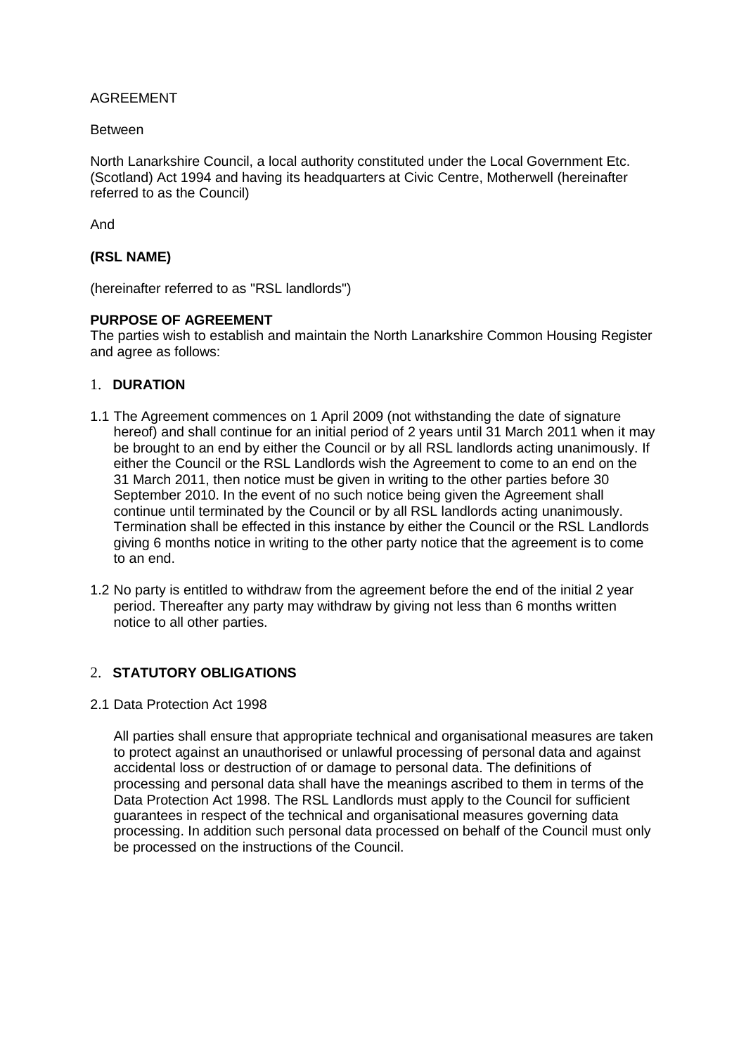AGREEMENT

Between

North Lanarkshire Council, a local authority constituted under the Local Government Etc. (Scotland) Act 1994 and having its headquarters at Civic Centre, Motherwell (hereinafter referred to as the Council)

And

**(RSL NAME)**

(hereinafter referred to as "RSL landlords")

**PURPOSE OF AGREEMENT**

The parties wish to establish and maintain the North Lanarkshire Common Housing Register and agree as follows:

## 1. **DURATION**

1.1 The Agreement commences on 1 April 2009 (not withstanding the date of signature hereof) and shall continue for an initial period of 2 years until 31 March 2011 when it may be brought to an end by either the Council or by all RSL landlords acting unanimously. If either the Council or the RSL Landlords wish the Agreement to come to an end on the 31 March 2011, then notice must be given in writing to the other parties before 30 September 2010. In the event of no such notice being given the Agreement shall continue until terminated by the Council or by all RSL landlords acting unanimously. Termination shall be effected in this instance by either the Council or the RSL Landlords giving 6 months notice in writing to the other party notice that the agreement is to come to an end.

1.2 No party is entitled to withdraw from the agreement before the end of the initial 2 year period. Thereafter any party may withdraw by giving not less than 6 months written notice to all other parties.

## 2. **STATUTORY OBLIGATIONS**

2.1 Data Protection Act 1998

All parties shall ensure that appropriate technical and organisational measures are taken to protect against an unauthorised or unlawful processing of personal data and against accidental loss or destruction of or damage to personal data. The definitions of processing and personal data shall have the meanings ascribed to them in terms of the Data Protection Act 1998. The RSL Landlords must apply to the Council for sufficient guarantees in respect of the technical and organisational measures governing data processing. In addition such personal data processed on behalf of the Council must only be processed on the instructions of the Council.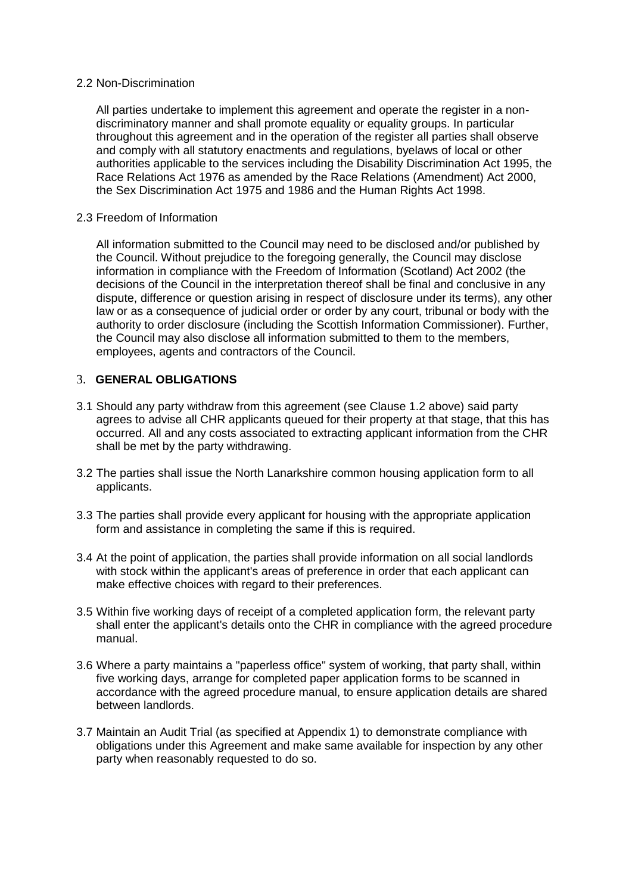2.2 Non-Discrimination

All parties undertake to implement this agreement and operate the register in a non-discriminatory manner and shall promote equality or equality groups. In particular throughout this agreement and in the operation of the register all parties shall observe and comply with all statutory enactments and regulations, byelaws of local or other authorities applicable to the services including the Disability Discrimination Act 1995, the Race Relations Act 1976 as amended by the Race Relations (Amendment) Act 2000, the Sex Discrimination Act 1975 and 1986 and the Human Rights Act 1998.

2.3 Freedom of Information

All information submitted to the Council may need to be disclosed and/or published by the Council. Without prejudice to the foregoing generally, the Council may disclose information in compliance with the Freedom of Information (Scotland) Act 2002 (the decisions of the Council in the interpretation thereof shall be final and conclusive in any dispute, difference or question arising in respect of disclosure under its terms), any other law or as a consequence of judicial order or order by any court, tribunal or body with the authority to order disclosure (including the Scottish Information Commissioner). Further, the Council may also disclose all information submitted to them to the members, employees, agents and contractors of the Council.

## 3. **GENERAL OBLIGATIONS**

3.1 Should any party withdraw from this agreement (see Clause 1.2 above) said party agrees to advise all CHR applicants queued for their property at that stage, that this has occurred. All and any costs associated to extracting applicant information from the CHR shall be met by the party withdrawing.

3.2 The parties shall issue the North Lanarkshire common housing application form to all applicants.

3.3 The parties shall provide every applicant for housing with the appropriate application form and assistance in completing the same if this is required.

3.4 At the point of application, the parties shall provide information on all social landlords with stock within the applicant's areas of preference in order that each applicant can make effective choices with regard to their preferences.

3.5 Within five working days of receipt of a completed application form, the relevant party shall enter the applicant's details onto the CHR in compliance with the agreed procedure manual.

3.6 Where a party maintains a "paperless office" system of working, that party shall, within five working days, arrange for completed paper application forms to be scanned in accordance with the agreed procedure manual, to ensure application details are shared between landlords.

3.7 Maintain an Audit Trial (as specified at Appendix 1) to demonstrate compliance with obligations under this Agreement and make same available for inspection by any other party when reasonably requested to do so.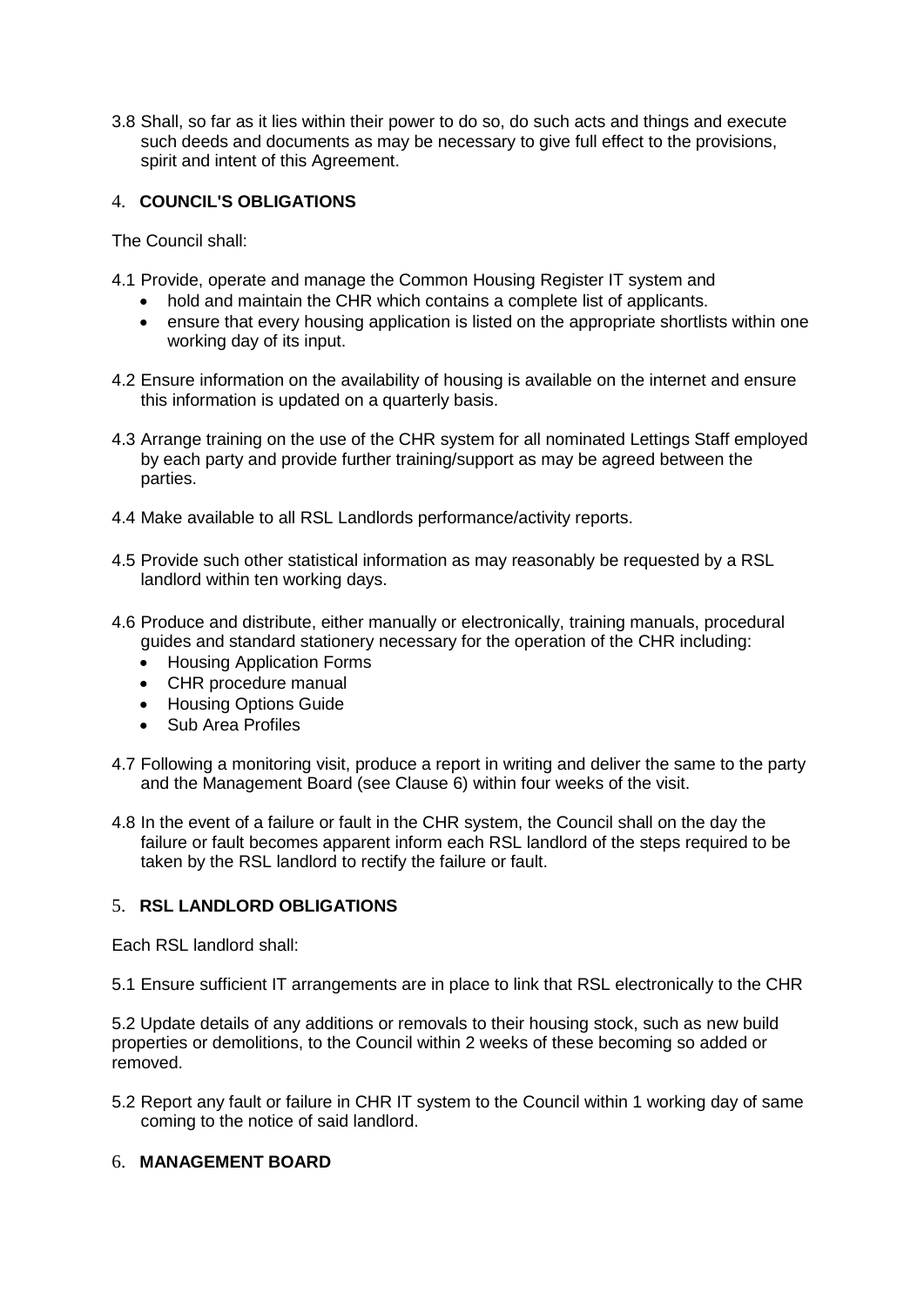3.8 Shall, so far as it lies within their power to do so, do such acts and things and execute such deeds and documents as may be necessary to give full effect to the provisions, spirit and intent of this Agreement.

## 4. COUNCIL'S OBLIGATIONS

The Council shall:

4.1 Provide, operate and manage the Common Housing Register IT system and

- hold and maintain the CHR which contains a complete list of applicants.
- ensure that every housing application is listed on the appropriate shortlists within one working day of its input.

4.2 Ensure information on the availability of housing is available on the internet and ensure this information is updated on a quarterly basis.

4.3 Arrange training on the use of the CHR system for all nominated Lettings Staff employed by each party and provide further training/support as may be agreed between the parties.

4.4 Make available to all RSL Landlords performance/activity reports.

4.5 Provide such other statistical information as may reasonably be requested by a RSL landlord within ten working days.

4.6 Produce and distribute, either manually or electronically, training manuals, procedural guides and standard stationery necessary for the operation of the CHR including:

- Housing Application Forms
- CHR procedure manual
- Housing Options Guide
- Sub Area Profiles

4.7 Following a monitoring visit, produce a report in writing and deliver the same to the party and the Management Board (see Clause 6) within four weeks of the visit.

4.8 In the event of a failure or fault in the CHR system, the Council shall on the day the failure or fault becomes apparent inform each RSL landlord of the steps required to be taken by the RSL landlord to rectify the failure or fault.

## 5. RSL LANDLORD OBLIGATIONS

Each RSL landlord shall:

5.1 Ensure sufficient IT arrangements are in place to link that RSL electronically to the CHR

5.2 Update details of any additions or removals to their housing stock, such as new build properties or demolitions, to the Council within 2 weeks of these becoming so added or removed.

5.2 Report any fault or failure in CHR IT system to the Council within 1 working day of same coming to the notice of said landlord.

## 6. MANAGEMENT BOARD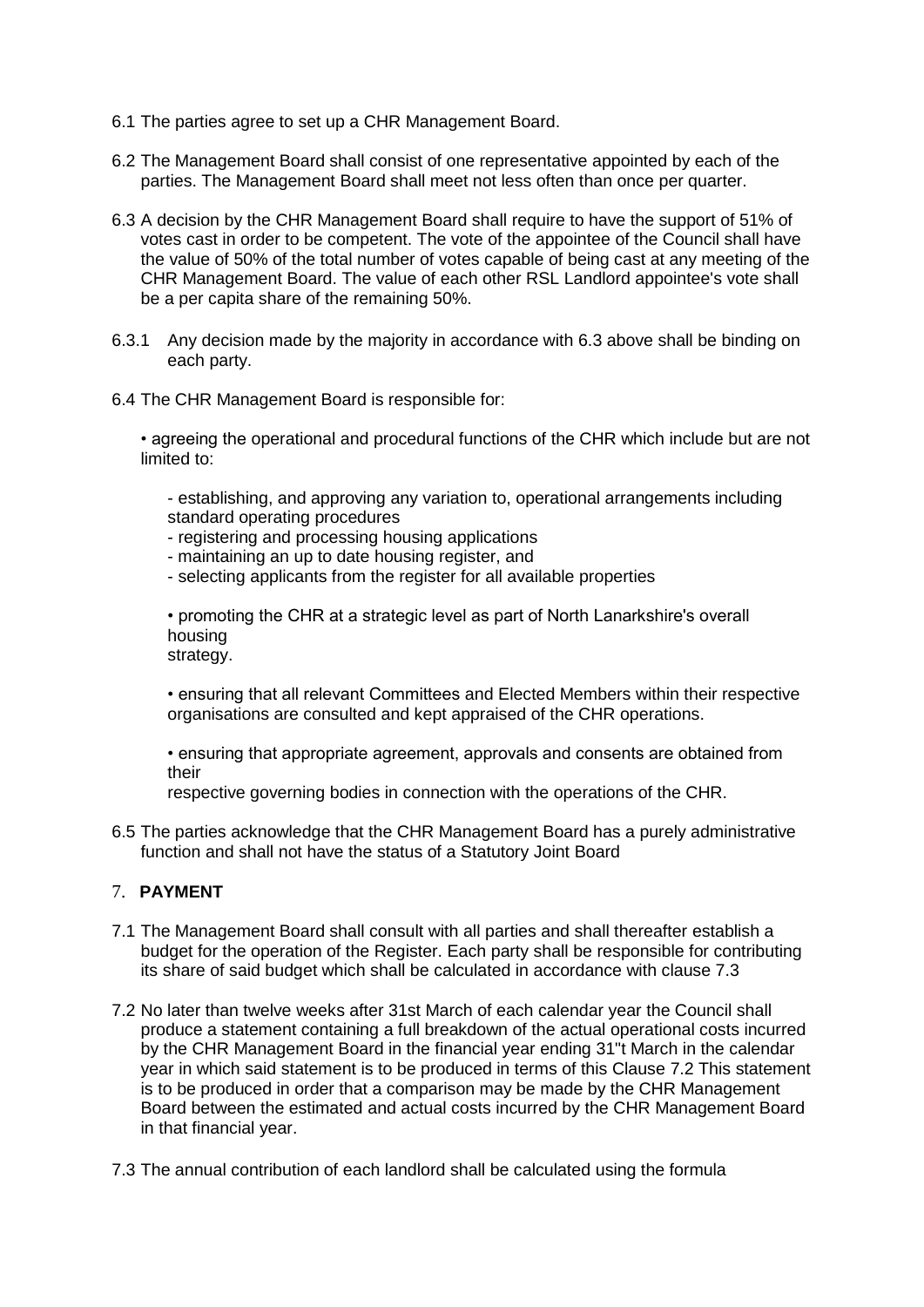6.1 The parties agree to set up a CHR Management Board.

6.2 The Management Board shall consist of one representative appointed by each of the parties. The Management Board shall meet not less often than once per quarter.

6.3 A decision by the CHR Management Board shall require to have the support of 51% of votes cast in order to be competent. The vote of the appointee of the Council shall have the value of 50% of the total number of votes capable of being cast at any meeting of the CHR Management Board. The value of each other RSL Landlord appointee's vote shall be a per capita share of the remaining 50%.

6.3.1 Any decision made by the majority in accordance with 6.3 above shall be binding on each party.

6.4 The CHR Management Board is responsible for:

- agreeing the operational and procedural functions of the CHR which include but are not limited to:
  - establishing, and approving any variation to, operational arrangements including standard operating procedures
  - registering and processing housing applications
  - maintaining an up to date housing register, and
  - selecting applicants from the register for all available properties
- promoting the CHR at a strategic level as part of North Lanarkshire's overall housing strategy.
- ensuring that all relevant Committees and Elected Members within their respective organisations are consulted and kept appraised of the CHR operations.
- ensuring that appropriate agreement, approvals and consents are obtained from their respective governing bodies in connection with the operations of the CHR.

6.5 The parties acknowledge that the CHR Management Board has a purely administrative function and shall not have the status of a Statutory Joint Board

## 7. PAYMENT

7.1 The Management Board shall consult with all parties and shall thereafter establish a budget for the operation of the Register. Each party shall be responsible for contributing its share of said budget which shall be calculated in accordance with clause 7.3

7.2 No later than twelve weeks after 31st March of each calendar year the Council shall produce a statement containing a full breakdown of the actual operational costs incurred by the CHR Management Board in the financial year ending 31"t March in the calendar year in which said statement is to be produced in terms of this Clause 7.2 This statement is to be produced in order that a comparison may be made by the CHR Management Board between the estimated and actual costs incurred by the CHR Management Board in that financial year.

7.3 The annual contribution of each landlord shall be calculated using the formula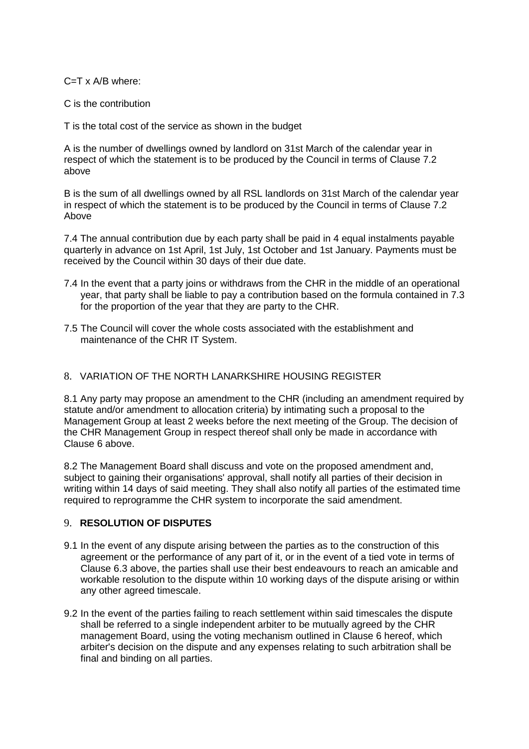$C=T \times A/B$ where:

C is the contribution

T is the total cost of the service as shown in the budget

A is the number of dwellings owned by landlord on 31st March of the calendar year in respect of which the statement is to be produced by the Council in terms of Clause 7.2 above

B is the sum of all dwellings owned by all RSL landlords on 31st March of the calendar year in respect of which the statement is to be produced by the Council in terms of Clause 7.2 Above

7.4 The annual contribution due by each party shall be paid in 4 equal instalments payable quarterly in advance on 1st April, 1st July, 1st October and 1st January. Payments must be received by the Council within 30 days of their due date.

7.4 In the event that a party joins or withdraws from the CHR in the middle of an operational year, that party shall be liable to pay a contribution based on the formula contained in 7.3 for the proportion of the year that they are party to the CHR.

7.5 The Council will cover the whole costs associated with the establishment and maintenance of the CHR IT System.

## 8. VARIATION OF THE NORTH LANARKSHIRE HOUSING REGISTER

8.1 Any party may propose an amendment to the CHR (including an amendment required by statute and/or amendment to allocation criteria) by intimating such a proposal to the Management Group at least 2 weeks before the next meeting of the Group. The decision of the CHR Management Group in respect thereof shall only be made in accordance with Clause 6 above.

8.2 The Management Board shall discuss and vote on the proposed amendment and, subject to gaining their organisations' approval, shall notify all parties of their decision in writing within 14 days of said meeting. They shall also notify all parties of the estimated time required to reprogramme the CHR system to incorporate the said amendment.

## 9. **RESOLUTION OF DISPUTES**

9.1 In the event of any dispute arising between the parties as to the construction of this agreement or the performance of any part of it, or in the event of a tied vote in terms of Clause 6.3 above, the parties shall use their best endeavours to reach an amicable and workable resolution to the dispute within 10 working days of the dispute arising or within any other agreed timescale.

9.2 In the event of the parties failing to reach settlement within said timescales the dispute shall be referred to a single independent arbiter to be mutually agreed by the CHR management Board, using the voting mechanism outlined in Clause 6 hereof, which arbiter's decision on the dispute and any expenses relating to such arbitration shall be final and binding on all parties.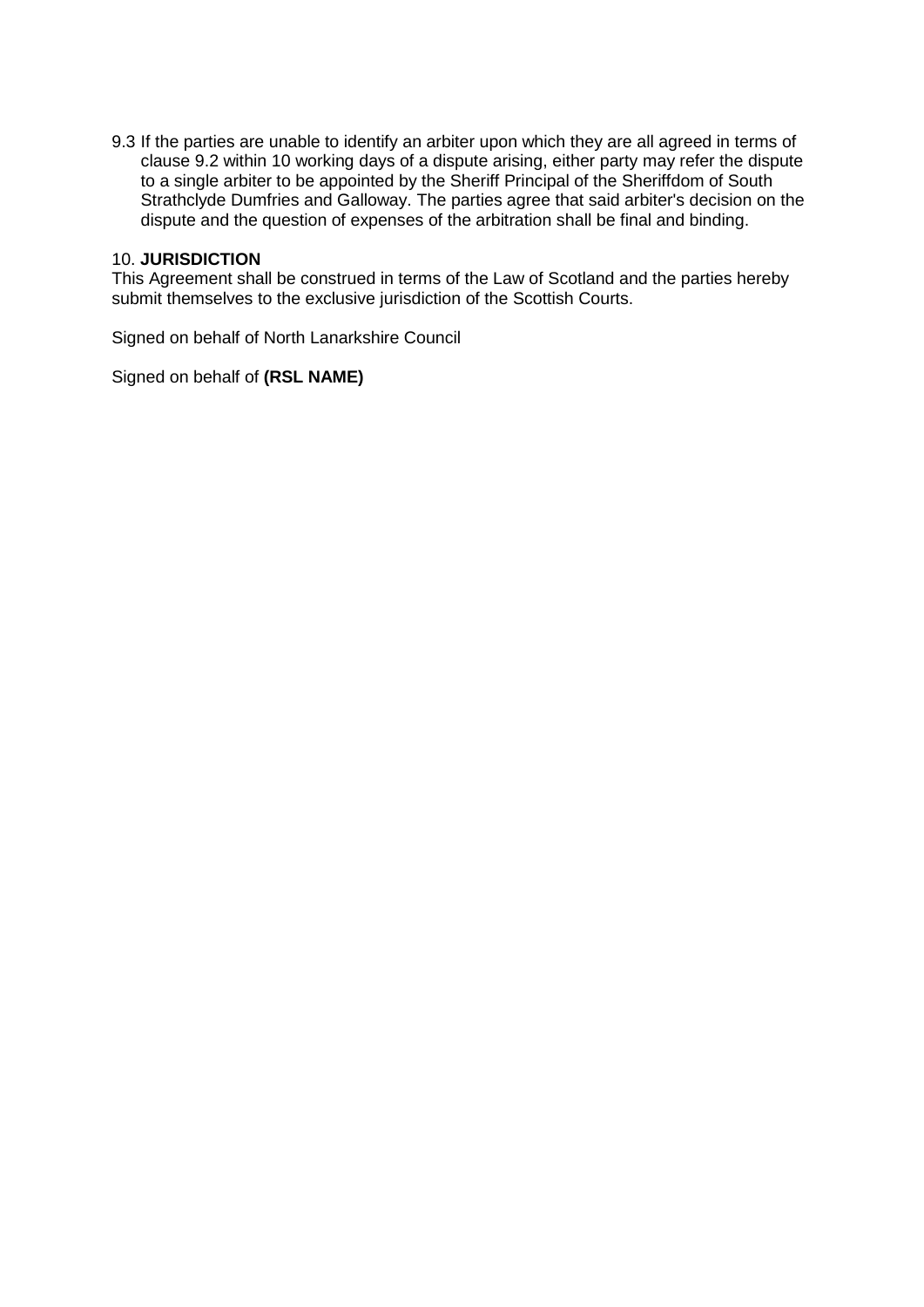9.3 If the parties are unable to identify an arbiter upon which they are all agreed in terms of clause 9.2 within 10 working days of a dispute arising, either party may refer the dispute to a single arbiter to be appointed by the Sheriff Principal of the Sheriffdom of South Strathclyde Dumfries and Galloway. The parties agree that said arbiter's decision on the dispute and the question of expenses of the arbitration shall be final and binding.

10. **JURISDICTION**

This Agreement shall be construed in terms of the Law of Scotland and the parties hereby submit themselves to the exclusive jurisdiction of the Scottish Courts.

Signed on behalf of North Lanarkshire Council

Signed on behalf of **(RSL NAME)**